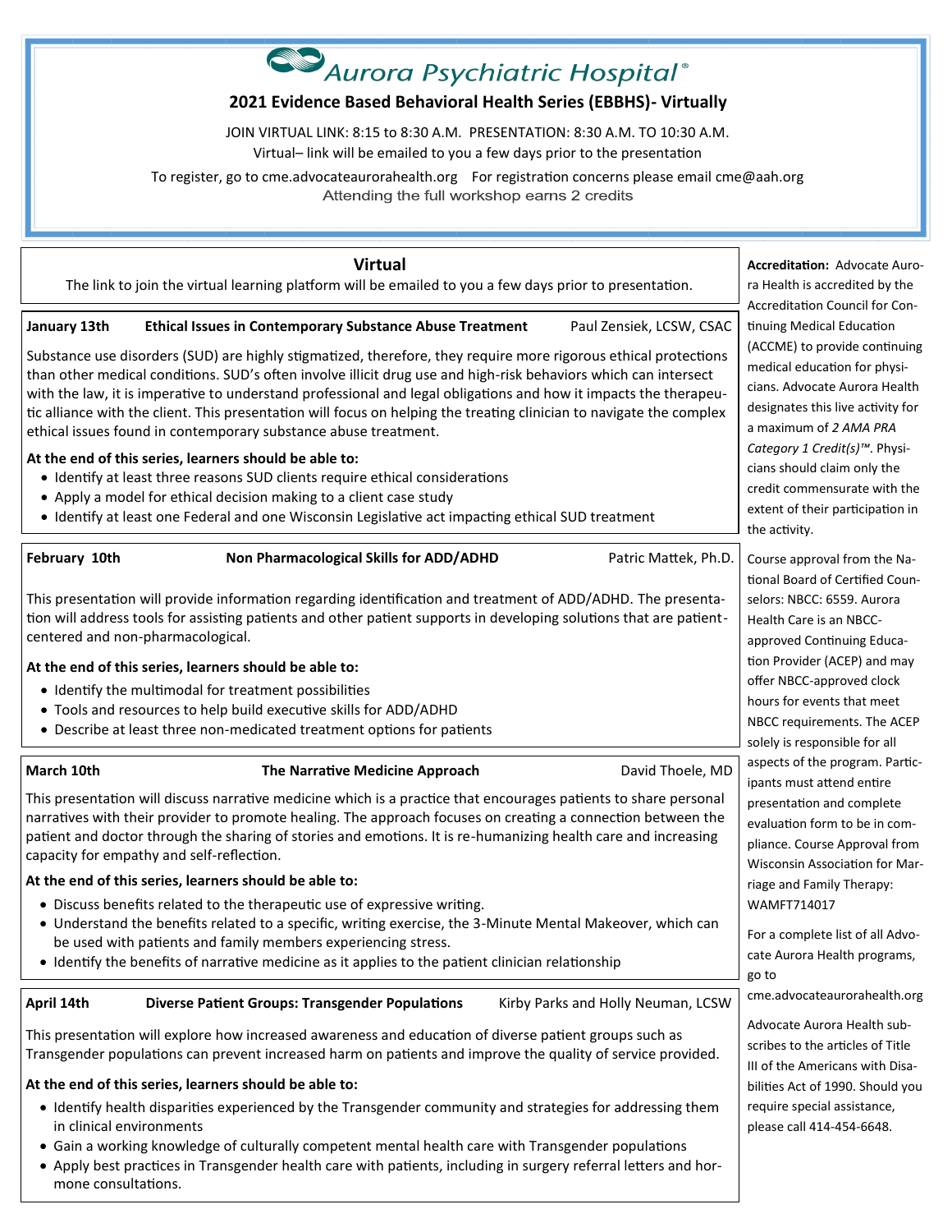# Aurora Psychiatric Hospital®

## 2021 Evidence Based Behavioral Health Series (EBBHS)- Virtually

JOIN VIRTUAL LINK: 8:15 to 8:30 A.M. PRESENTATION: 8:30 A.M. TO 10:30 A.M.

Virtual– link will be emailed to you a few days prior to the presentation

To register, go to cme.advocateaurorahealth.org For registration concerns please email cme@aah.org

Attending the full workshop earns 2 credits

## Virtual

The link to join the virtual learning platform will be emailed to you a few days prior to presentation.

### January 13th — Ethical Issues in Contemporary Substance Abuse Treatment — Paul Zensiek, LCSW, CSAC

Substance use disorders (SUD) are highly stigmatized, therefore, they require more rigorous ethical protections than other medical conditions. SUD's often involve illicit drug use and high-risk behaviors which can intersect with the law, it is imperative to understand professional and legal obligations and how it impacts the therapeutic alliance with the client. This presentation will focus on helping the treating clinician to navigate the complex ethical issues found in contemporary substance abuse treatment.

**At the end of this series, learners should be able to:**

- Identify at least three reasons SUD clients require ethical considerations
- Apply a model for ethical decision making to a client case study
- Identify at least one Federal and one Wisconsin Legislative act impacting ethical SUD treatment

### February 10th — Non Pharmacological Skills for ADD/ADHD — Patric Mattek, Ph.D.

This presentation will provide information regarding identification and treatment of ADD/ADHD. The presentation will address tools for assisting patients and other patient supports in developing solutions that are patient-centered and non-pharmacological.

**At the end of this series, learners should be able to:**

- Identify the multimodal for treatment possibilities
- Tools and resources to help build executive skills for ADD/ADHD
- Describe at least three non-medicated treatment options for patients

### March 10th — The Narrative Medicine Approach — David Thoele, MD

This presentation will discuss narrative medicine which is a practice that encourages patients to share personal narratives with their provider to promote healing. The approach focuses on creating a connection between the patient and doctor through the sharing of stories and emotions. It is re-humanizing health care and increasing capacity for empathy and self-reflection.

**At the end of this series, learners should be able to:**

- Discuss benefits related to the therapeutic use of expressive writing.
- Understand the benefits related to a specific, writing exercise, the 3-Minute Mental Makeover, which can be used with patients and family members experiencing stress.
- Identify the benefits of narrative medicine as it applies to the patient clinician relationship

### April 14th — Diverse Patient Groups: Transgender Populations — Kirby Parks and Holly Neuman, LCSW

This presentation will explore how increased awareness and education of diverse patient groups such as Transgender populations can prevent increased harm on patients and improve the quality of service provided.

**At the end of this series, learners should be able to:**

- Identify health disparities experienced by the Transgender community and strategies for addressing them in clinical environments
- Gain a working knowledge of culturally competent mental health care with Transgender populations
- Apply best practices in Transgender health care with patients, including in surgery referral letters and hormone consultations.

---

**Accreditation:** Advocate Aurora Health is accredited by the Accreditation Council for Continuing Medical Education (ACCME) to provide continuing medical education for physicians. Advocate Aurora Health designates this live activity for a maximum of *2 AMA PRA Category 1 Credit(s)™*. Physicians should claim only the credit commensurate with the extent of their participation in the activity.

Course approval from the National Board of Certified Counselors: NBCC: 6559. Aurora Health Care is an NBCC-approved Continuing Education Provider (ACEP) and may offer NBCC-approved clock hours for events that meet NBCC requirements. The ACEP solely is responsible for all aspects of the program. Participants must attend entire presentation and complete evaluation form to be in compliance. Course Approval from Wisconsin Association for Marriage and Family Therapy: WAMFT714017

For a complete list of all Advocate Aurora Health programs, go to cme.advocateaurorahealth.org

Advocate Aurora Health subscribes to the articles of Title III of the Americans with Disabilities Act of 1990. Should you require special assistance, please call 414-454-6648.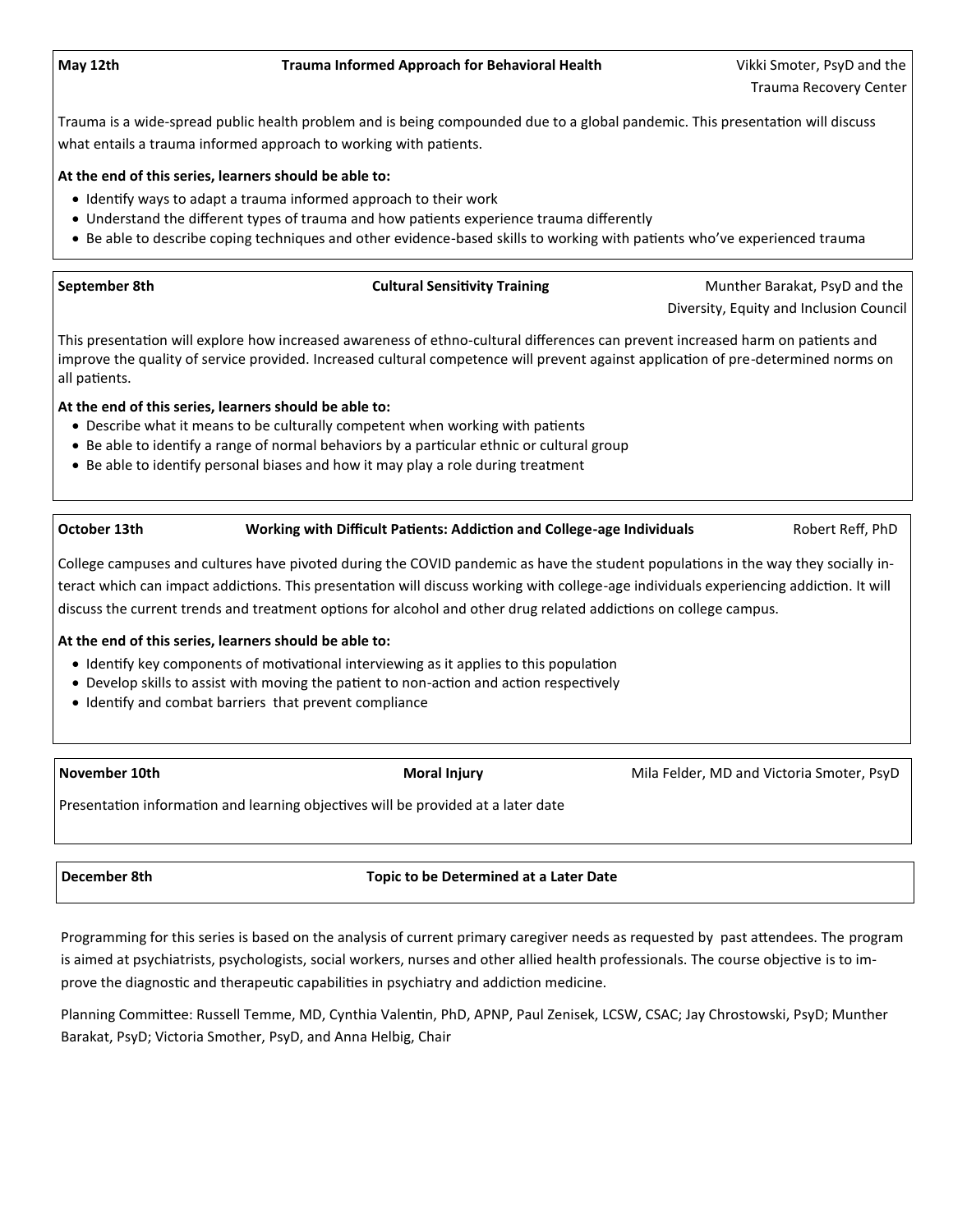**May 12th** — **Trauma Informed Approach for Behavioral Health** — Vikki Smoter, PsyD and the Trauma Recovery Center

Trauma is a wide-spread public health problem and is being compounded due to a global pandemic. This presentation will discuss what entails a trauma informed approach to working with patients.

**At the end of this series, learners should be able to:**

- Identify ways to adapt a trauma informed approach to their work
- Understand the different types of trauma and how patients experience trauma differently
- Be able to describe coping techniques and other evidence-based skills to working with patients who've experienced trauma

**September 8th** — **Cultural Sensitivity Training** — Munther Barakat, PsyD and the Diversity, Equity and Inclusion Council

This presentation will explore how increased awareness of ethno-cultural differences can prevent increased harm on patients and improve the quality of service provided. Increased cultural competence will prevent against application of pre-determined norms on all patients.

**At the end of this series, learners should be able to:**

- Describe what it means to be culturally competent when working with patients
- Be able to identify a range of normal behaviors by a particular ethnic or cultural group
- Be able to identify personal biases and how it may play a role during treatment

**October 13th** — **Working with Difficult Patients: Addiction and College-age Individuals** — Robert Reff, PhD

College campuses and cultures have pivoted during the COVID pandemic as have the student populations in the way they socially interact which can impact addictions. This presentation will discuss working with college-age individuals experiencing addiction. It will discuss the current trends and treatment options for alcohol and other drug related addictions on college campus.

**At the end of this series, learners should be able to:**

- Identify key components of motivational interviewing as it applies to this population
- Develop skills to assist with moving the patient to non-action and action respectively
- Identify and combat barriers that prevent compliance

**November 10th** — **Moral Injury** — Mila Felder, MD and Victoria Smoter, PsyD

Presentation information and learning objectives will be provided at a later date

**December 8th** — **Topic to be Determined at a Later Date**

Programming for this series is based on the analysis of current primary caregiver needs as requested by past attendees. The program is aimed at psychiatrists, psychologists, social workers, nurses and other allied health professionals. The course objective is to improve the diagnostic and therapeutic capabilities in psychiatry and addiction medicine.

Planning Committee: Russell Temme, MD, Cynthia Valentin, PhD, APNP, Paul Zenisek, LCSW, CSAC; Jay Chrostowski, PsyD; Munther Barakat, PsyD; Victoria Smother, PsyD, and Anna Helbig, Chair